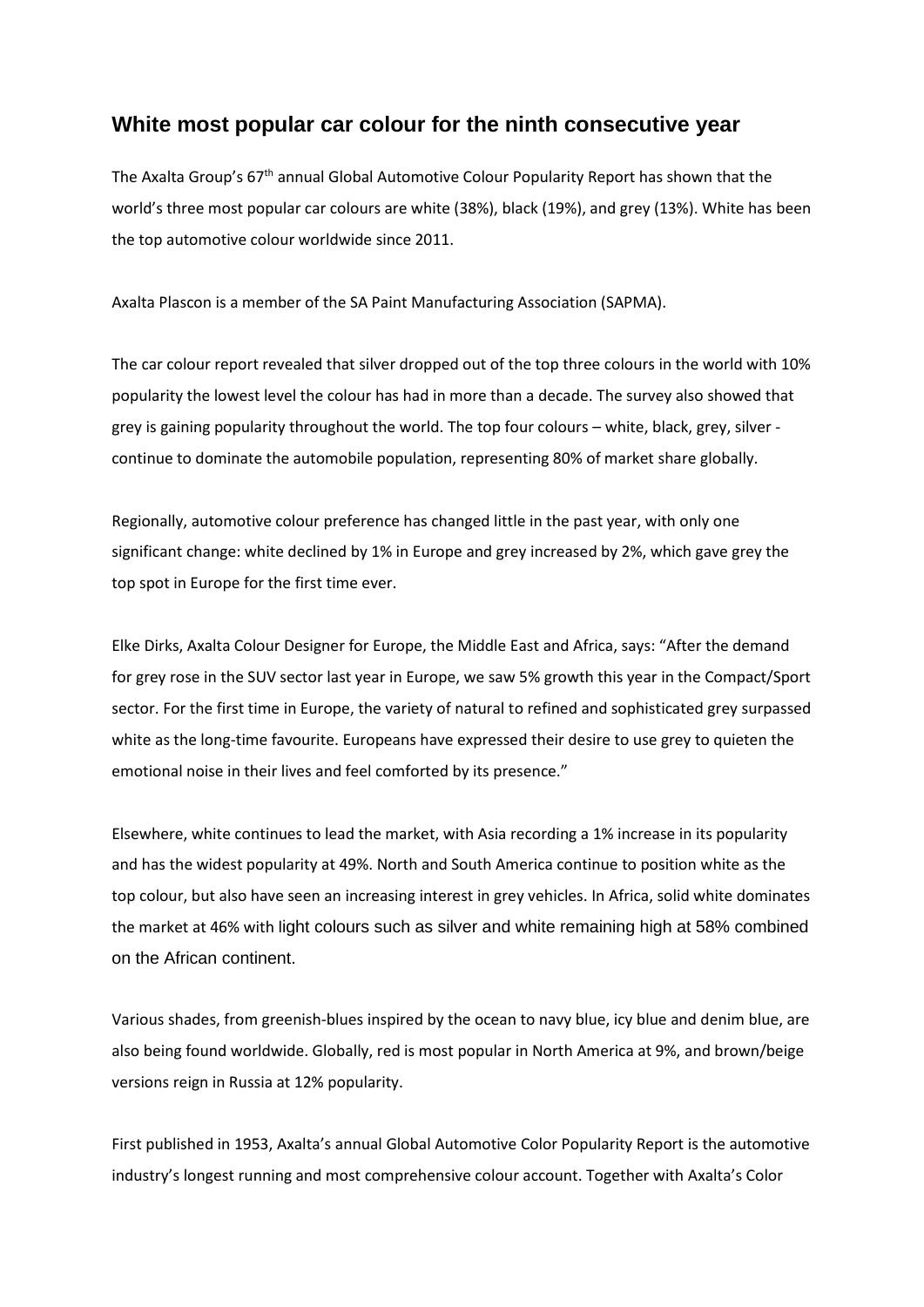## White most popular car colour for the ninth consecutive year

The Axalta Group's 67th annual Global Automotive Colour Popularity Report has shown that the world's three most popular car colours are white (38%), black (19%), and grey (13%). White has been the top automotive colour worldwide since 2011.

Axalta Plascon is a member of the SA Paint Manufacturing Association (SAPMA).

The car colour report revealed that silver dropped out of the top three colours in the world with 10% popularity the lowest level the colour has had in more than a decade. The survey also showed that grey is gaining popularity throughout the world. The top four colours – white, black, grey, silver - continue to dominate the automobile population, representing 80% of market share globally.

Regionally, automotive colour preference has changed little in the past year, with only one significant change: white declined by 1% in Europe and grey increased by 2%, which gave grey the top spot in Europe for the first time ever.

Elke Dirks, Axalta Colour Designer for Europe, the Middle East and Africa, says: "After the demand for grey rose in the SUV sector last year in Europe, we saw 5% growth this year in the Compact/Sport sector. For the first time in Europe, the variety of natural to refined and sophisticated grey surpassed white as the long-time favourite. Europeans have expressed their desire to use grey to quieten the emotional noise in their lives and feel comforted by its presence."

Elsewhere, white continues to lead the market, with Asia recording a 1% increase in its popularity and has the widest popularity at 49%. North and South America continue to position white as the top colour, but also have seen an increasing interest in grey vehicles. In Africa, solid white dominates the market at 46% with light colours such as silver and white remaining high at 58% combined on the African continent.

Various shades, from greenish-blues inspired by the ocean to navy blue, icy blue and denim blue, are also being found worldwide. Globally, red is most popular in North America at 9%, and brown/beige versions reign in Russia at 12% popularity.

First published in 1953, Axalta's annual Global Automotive Color Popularity Report is the automotive industry's longest running and most comprehensive colour account. Together with Axalta's Color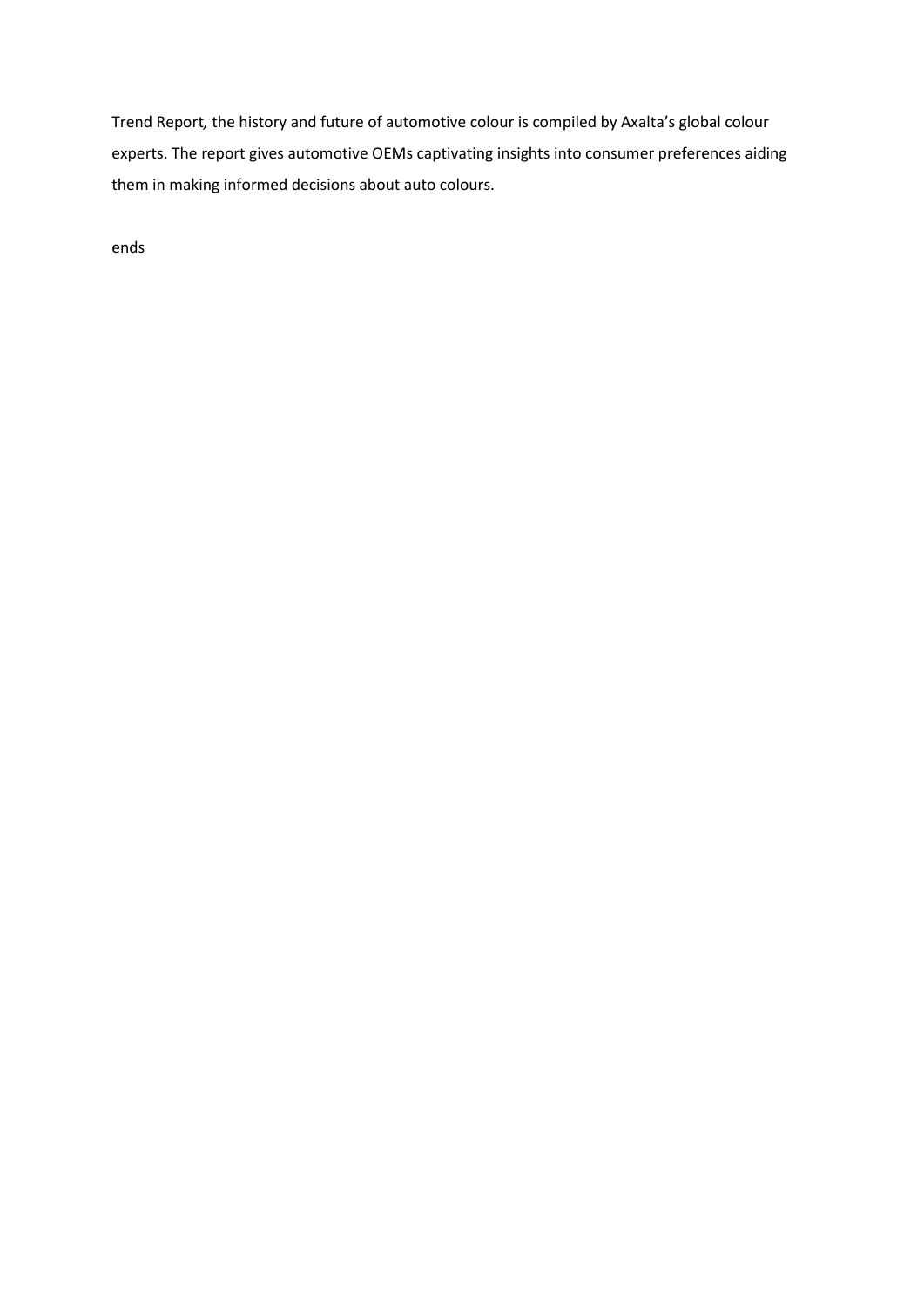Trend Report, the history and future of automotive colour is compiled by Axalta's global colour experts. The report gives automotive OEMs captivating insights into consumer preferences aiding them in making informed decisions about auto colours.

ends